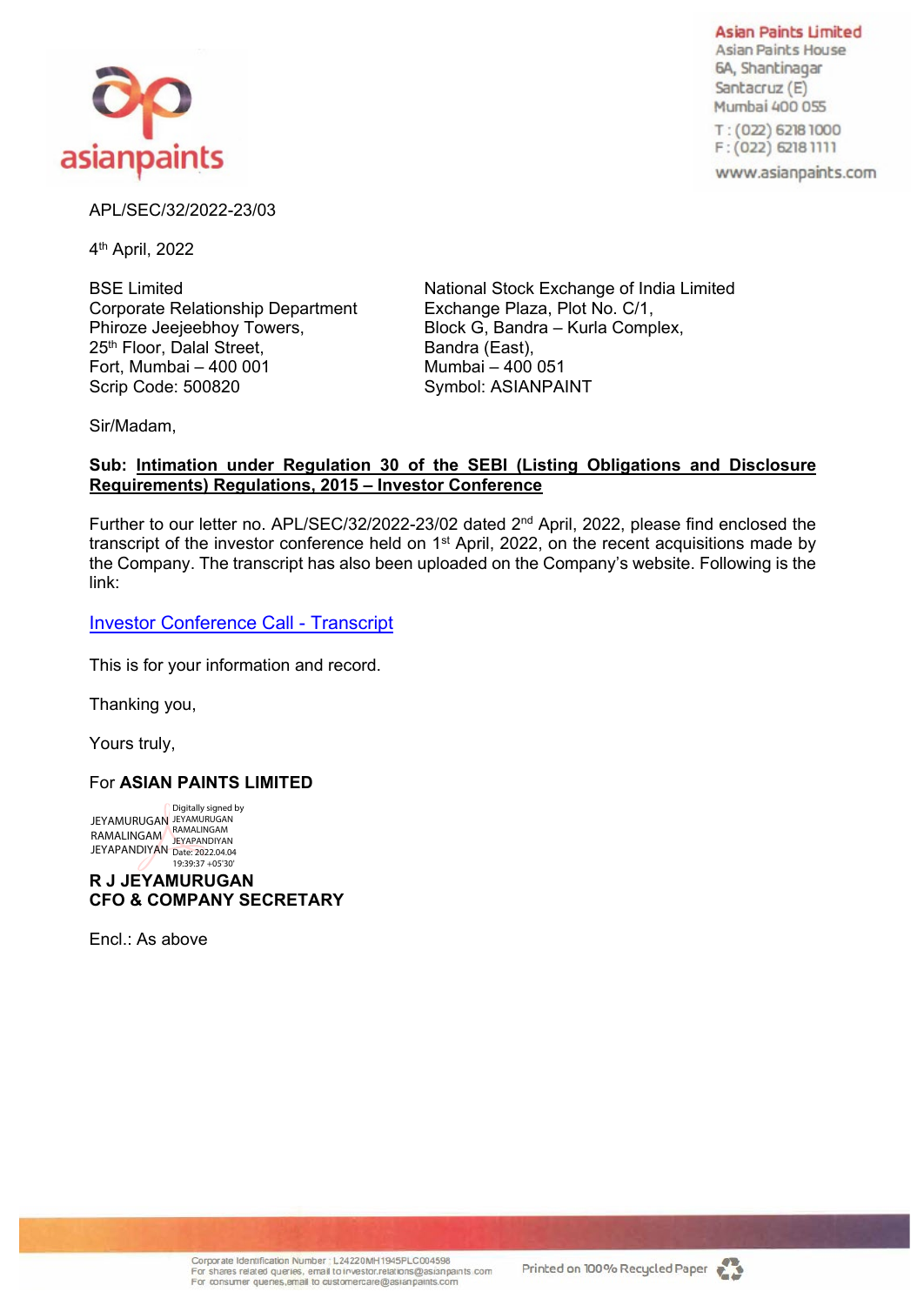**Asian Paints Limited**
Asian Paints House
6A, Shantinagar
Santacruz (E)
Mumbai 400 055
T : (022) 6218 1000
F : (022) 6218 1111
www.asianpaints.com

APL/SEC/32/2022-23/03

4th April, 2022

BSE Limited
Corporate Relationship Department
Phiroze Jeejeebhoy Towers,
25th Floor, Dalal Street,
Fort, Mumbai – 400 001
Scrip Code: 500820

National Stock Exchange of India Limited
Exchange Plaza, Plot No. C/1,
Block G, Bandra – Kurla Complex,
Bandra (East),
Mumbai – 400 051
Symbol: ASIANPAINT

Sir/Madam,

**Sub: Intimation under Regulation 30 of the SEBI (Listing Obligations and Disclosure Requirements) Regulations, 2015 – Investor Conference**

Further to our letter no. APL/SEC/32/2022-23/02 dated 2nd April, 2022, please find enclosed the transcript of the investor conference held on 1st April, 2022, on the recent acquisitions made by the Company. The transcript has also been uploaded on the Company's website. Following is the link:

Investor Conference Call - Transcript

This is for your information and record.

Thanking you,

Yours truly,

For **ASIAN PAINTS LIMITED**

JEYAMURUGAN RAMALINGAM JEYAPANDIYAN
Digitally signed by JEYAMURUGAN RAMALINGAM JEYAPANDIYAN
Date: 2022.04.04 19:39:37 +05'30'

**R J JEYAMURUGAN**
**CFO & COMPANY SECRETARY**

Encl.: As above

Corporate Identification Number : L24220MH1945PLC004598
For shares related queries, email to investor.relations@asianpaints.com
For consumer queries, email to customercare@asianpaints.com

Printed on 100% Recycled Paper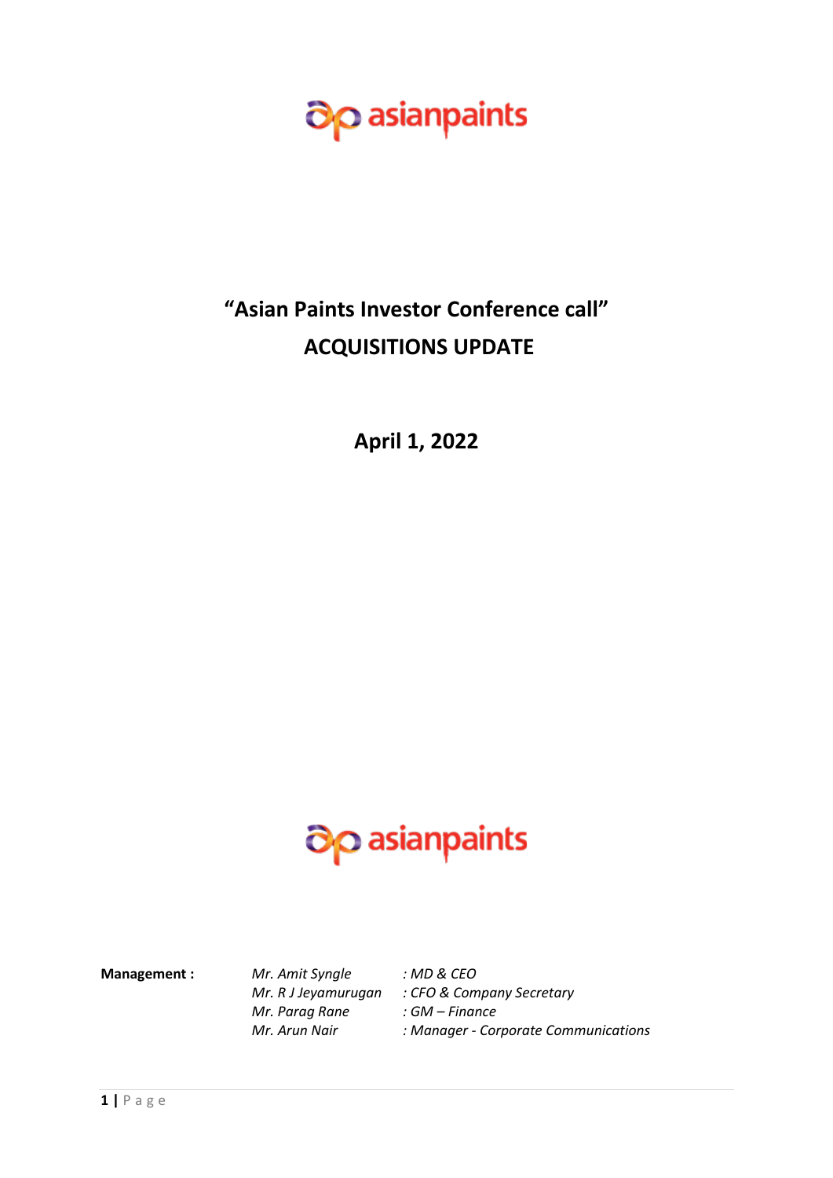# "Asian Paints Investor Conference call"

# ACQUISITIONS UPDATE

**April 1, 2022**

| **Management :** | *Mr. Amit Syngle* | *: MD & CEO* |
|---|---|---|
| | *Mr. R J Jeyamurugan* | *: CFO & Company Secretary* |
| | *Mr. Parag Rane* | *: GM – Finance* |
| | *Mr. Arun Nair* | *: Manager - Corporate Communications* |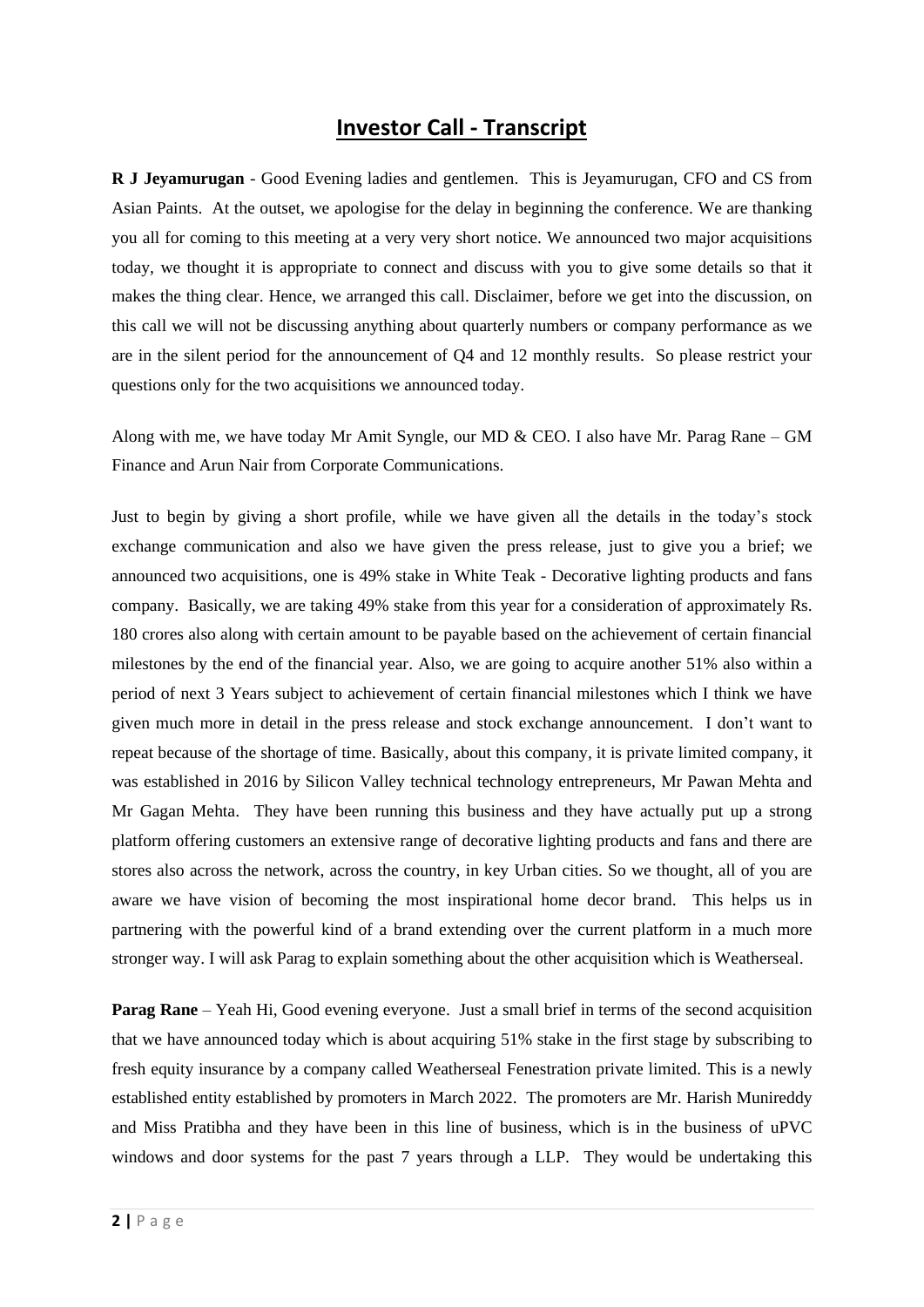# Investor Call - Transcript

**R J Jeyamurugan** - Good Evening ladies and gentlemen. This is Jeyamurugan, CFO and CS from Asian Paints. At the outset, we apologise for the delay in beginning the conference. We are thanking you all for coming to this meeting at a very very short notice. We announced two major acquisitions today, we thought it is appropriate to connect and discuss with you to give some details so that it makes the thing clear. Hence, we arranged this call. Disclaimer, before we get into the discussion, on this call we will not be discussing anything about quarterly numbers or company performance as we are in the silent period for the announcement of Q4 and 12 monthly results. So please restrict your questions only for the two acquisitions we announced today.

Along with me, we have today Mr Amit Syngle, our MD & CEO. I also have Mr. Parag Rane – GM Finance and Arun Nair from Corporate Communications.

Just to begin by giving a short profile, while we have given all the details in the today's stock exchange communication and also we have given the press release, just to give you a brief; we announced two acquisitions, one is 49% stake in White Teak - Decorative lighting products and fans company. Basically, we are taking 49% stake from this year for a consideration of approximately Rs. 180 crores also along with certain amount to be payable based on the achievement of certain financial milestones by the end of the financial year. Also, we are going to acquire another 51% also within a period of next 3 Years subject to achievement of certain financial milestones which I think we have given much more in detail in the press release and stock exchange announcement. I don't want to repeat because of the shortage of time. Basically, about this company, it is private limited company, it was established in 2016 by Silicon Valley technical technology entrepreneurs, Mr Pawan Mehta and Mr Gagan Mehta. They have been running this business and they have actually put up a strong platform offering customers an extensive range of decorative lighting products and fans and there are stores also across the network, across the country, in key Urban cities. So we thought, all of you are aware we have vision of becoming the most inspirational home decor brand. This helps us in partnering with the powerful kind of a brand extending over the current platform in a much more stronger way. I will ask Parag to explain something about the other acquisition which is Weatherseal.

**Parag Rane** – Yeah Hi, Good evening everyone. Just a small brief in terms of the second acquisition that we have announced today which is about acquiring 51% stake in the first stage by subscribing to fresh equity insurance by a company called Weatherseal Fenestration private limited. This is a newly established entity established by promoters in March 2022. The promoters are Mr. Harish Munireddy and Miss Pratibha and they have been in this line of business, which is in the business of uPVC windows and door systems for the past 7 years through a LLP. They would be undertaking this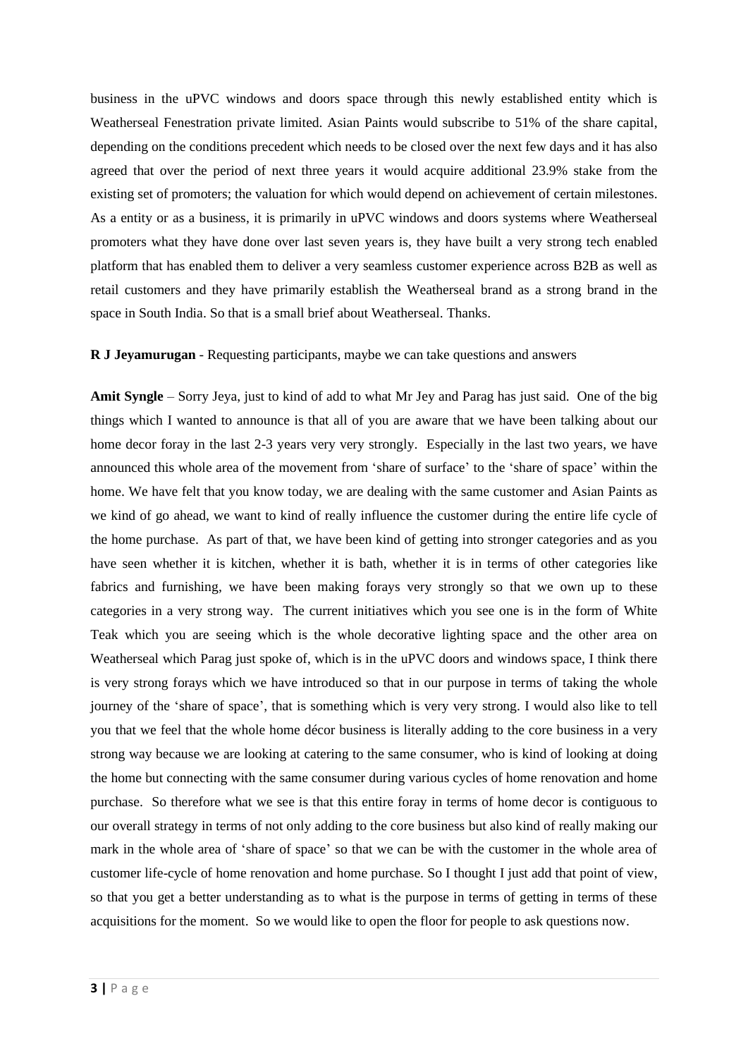business in the uPVC windows and doors space through this newly established entity which is Weatherseal Fenestration private limited. Asian Paints would subscribe to 51% of the share capital, depending on the conditions precedent which needs to be closed over the next few days and it has also agreed that over the period of next three years it would acquire additional 23.9% stake from the existing set of promoters; the valuation for which would depend on achievement of certain milestones. As a entity or as a business, it is primarily in uPVC windows and doors systems where Weatherseal promoters what they have done over last seven years is, they have built a very strong tech enabled platform that has enabled them to deliver a very seamless customer experience across B2B as well as retail customers and they have primarily establish the Weatherseal brand as a strong brand in the space in South India. So that is a small brief about Weatherseal. Thanks.

**R J Jeyamurugan** - Requesting participants, maybe we can take questions and answers

**Amit Syngle** – Sorry Jeya, just to kind of add to what Mr Jey and Parag has just said. One of the big things which I wanted to announce is that all of you are aware that we have been talking about our home decor foray in the last 2-3 years very very strongly. Especially in the last two years, we have announced this whole area of the movement from 'share of surface' to the 'share of space' within the home. We have felt that you know today, we are dealing with the same customer and Asian Paints as we kind of go ahead, we want to kind of really influence the customer during the entire life cycle of the home purchase. As part of that, we have been kind of getting into stronger categories and as you have seen whether it is kitchen, whether it is bath, whether it is in terms of other categories like fabrics and furnishing, we have been making forays very strongly so that we own up to these categories in a very strong way. The current initiatives which you see one is in the form of White Teak which you are seeing which is the whole decorative lighting space and the other area on Weatherseal which Parag just spoke of, which is in the uPVC doors and windows space, I think there is very strong forays which we have introduced so that in our purpose in terms of taking the whole journey of the 'share of space', that is something which is very very strong. I would also like to tell you that we feel that the whole home décor business is literally adding to the core business in a very strong way because we are looking at catering to the same consumer, who is kind of looking at doing the home but connecting with the same consumer during various cycles of home renovation and home purchase. So therefore what we see is that this entire foray in terms of home decor is contiguous to our overall strategy in terms of not only adding to the core business but also kind of really making our mark in the whole area of 'share of space' so that we can be with the customer in the whole area of customer life-cycle of home renovation and home purchase. So I thought I just add that point of view, so that you get a better understanding as to what is the purpose in terms of getting in terms of these acquisitions for the moment. So we would like to open the floor for people to ask questions now.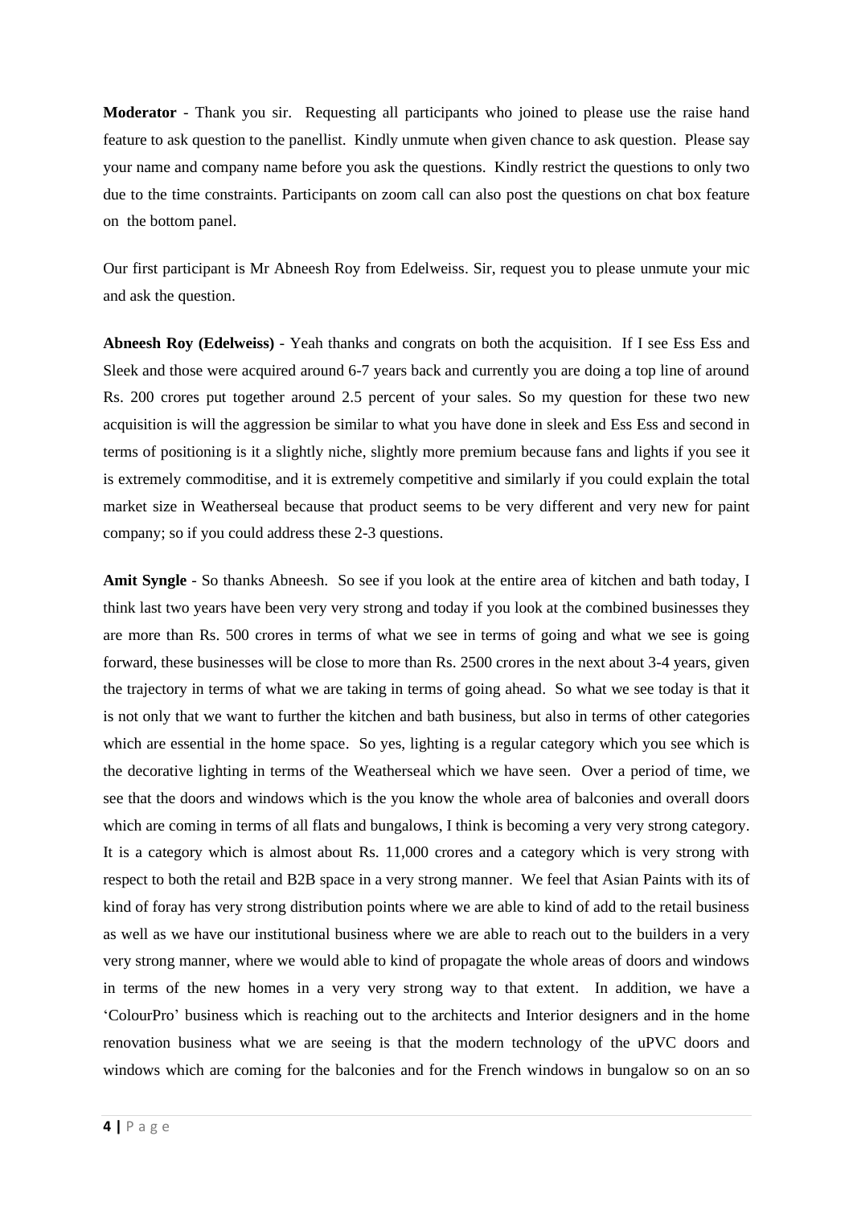**Moderator** - Thank you sir. Requesting all participants who joined to please use the raise hand feature to ask question to the panellist. Kindly unmute when given chance to ask question. Please say your name and company name before you ask the questions. Kindly restrict the questions to only two due to the time constraints. Participants on zoom call can also post the questions on chat box feature on the bottom panel.

Our first participant is Mr Abneesh Roy from Edelweiss. Sir, request you to please unmute your mic and ask the question.

**Abneesh Roy (Edelweiss)** - Yeah thanks and congrats on both the acquisition. If I see Ess Ess and Sleek and those were acquired around 6-7 years back and currently you are doing a top line of around Rs. 200 crores put together around 2.5 percent of your sales. So my question for these two new acquisition is will the aggression be similar to what you have done in sleek and Ess Ess and second in terms of positioning is it a slightly niche, slightly more premium because fans and lights if you see it is extremely commoditise, and it is extremely competitive and similarly if you could explain the total market size in Weatherseal because that product seems to be very different and very new for paint company; so if you could address these 2-3 questions.

**Amit Syngle** - So thanks Abneesh. So see if you look at the entire area of kitchen and bath today, I think last two years have been very very strong and today if you look at the combined businesses they are more than Rs. 500 crores in terms of what we see in terms of going and what we see is going forward, these businesses will be close to more than Rs. 2500 crores in the next about 3-4 years, given the trajectory in terms of what we are taking in terms of going ahead. So what we see today is that it is not only that we want to further the kitchen and bath business, but also in terms of other categories which are essential in the home space. So yes, lighting is a regular category which you see which is the decorative lighting in terms of the Weatherseal which we have seen. Over a period of time, we see that the doors and windows which is the you know the whole area of balconies and overall doors which are coming in terms of all flats and bungalows, I think is becoming a very very strong category. It is a category which is almost about Rs. 11,000 crores and a category which is very strong with respect to both the retail and B2B space in a very strong manner. We feel that Asian Paints with its of kind of foray has very strong distribution points where we are able to kind of add to the retail business as well as we have our institutional business where we are able to reach out to the builders in a very very strong manner, where we would able to kind of propagate the whole areas of doors and windows in terms of the new homes in a very very strong way to that extent. In addition, we have a 'ColourPro' business which is reaching out to the architects and Interior designers and in the home renovation business what we are seeing is that the modern technology of the uPVC doors and windows which are coming for the balconies and for the French windows in bungalow so on an so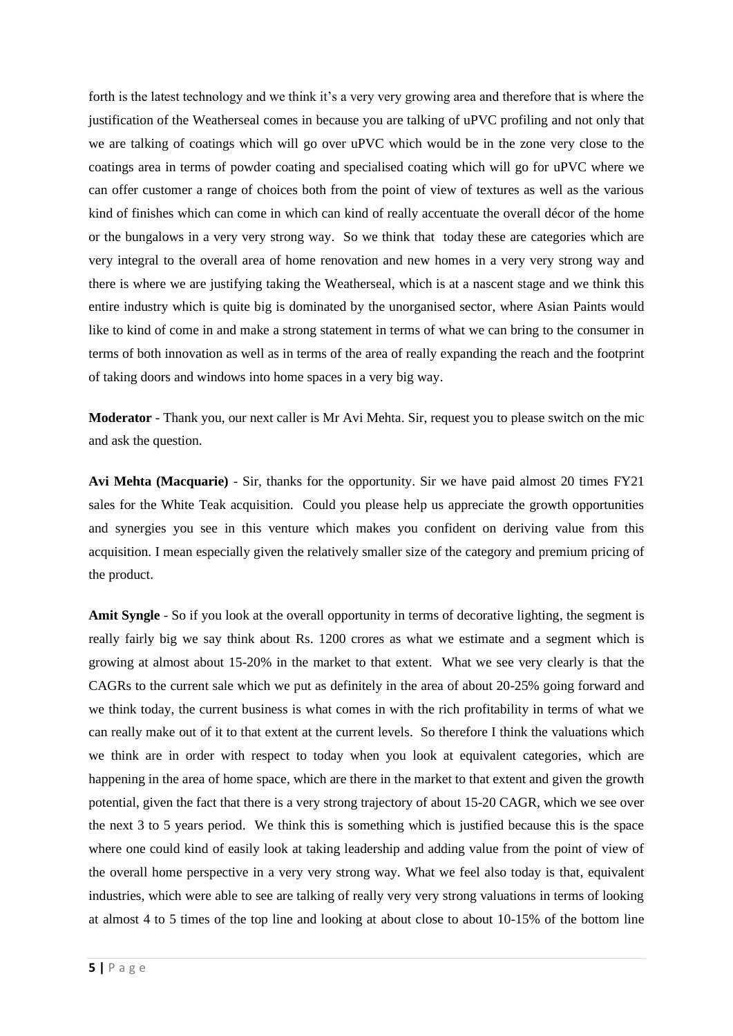forth is the latest technology and we think it's a very very growing area and therefore that is where the justification of the Weatherseal comes in because you are talking of uPVC profiling and not only that we are talking of coatings which will go over uPVC which would be in the zone very close to the coatings area in terms of powder coating and specialised coating which will go for uPVC where we can offer customer a range of choices both from the point of view of textures as well as the various kind of finishes which can come in which can kind of really accentuate the overall décor of the home or the bungalows in a very very strong way. So we think that today these are categories which are very integral to the overall area of home renovation and new homes in a very very strong way and there is where we are justifying taking the Weatherseal, which is at a nascent stage and we think this entire industry which is quite big is dominated by the unorganised sector, where Asian Paints would like to kind of come in and make a strong statement in terms of what we can bring to the consumer in terms of both innovation as well as in terms of the area of really expanding the reach and the footprint of taking doors and windows into home spaces in a very big way.

**Moderator** - Thank you, our next caller is Mr Avi Mehta. Sir, request you to please switch on the mic and ask the question.

**Avi Mehta (Macquarie)** - Sir, thanks for the opportunity. Sir we have paid almost 20 times FY21 sales for the White Teak acquisition. Could you please help us appreciate the growth opportunities and synergies you see in this venture which makes you confident on deriving value from this acquisition. I mean especially given the relatively smaller size of the category and premium pricing of the product.

**Amit Syngle** - So if you look at the overall opportunity in terms of decorative lighting, the segment is really fairly big we say think about Rs. 1200 crores as what we estimate and a segment which is growing at almost about 15-20% in the market to that extent. What we see very clearly is that the CAGRs to the current sale which we put as definitely in the area of about 20-25% going forward and we think today, the current business is what comes in with the rich profitability in terms of what we can really make out of it to that extent at the current levels. So therefore I think the valuations which we think are in order with respect to today when you look at equivalent categories, which are happening in the area of home space, which are there in the market to that extent and given the growth potential, given the fact that there is a very strong trajectory of about 15-20 CAGR, which we see over the next 3 to 5 years period. We think this is something which is justified because this is the space where one could kind of easily look at taking leadership and adding value from the point of view of the overall home perspective in a very very strong way. What we feel also today is that, equivalent industries, which were able to see are talking of really very very strong valuations in terms of looking at almost 4 to 5 times of the top line and looking at about close to about 10-15% of the bottom line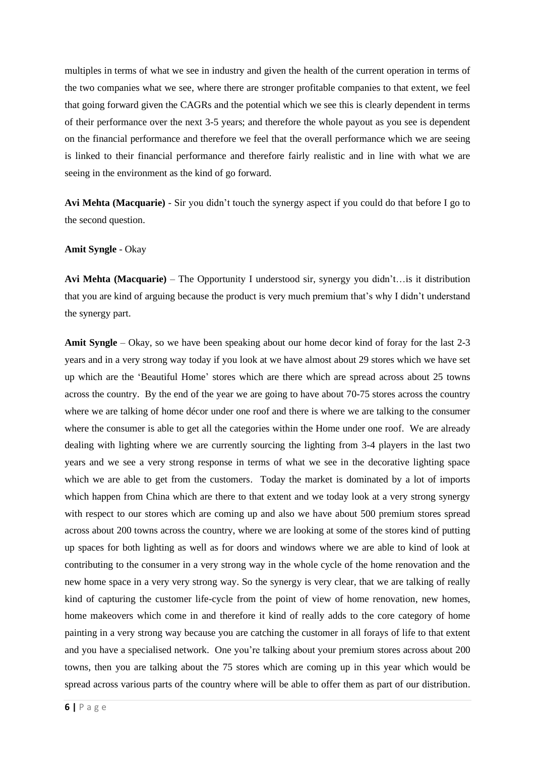multiples in terms of what we see in industry and given the health of the current operation in terms of the two companies what we see, where there are stronger profitable companies to that extent, we feel that going forward given the CAGRs and the potential which we see this is clearly dependent in terms of their performance over the next 3-5 years; and therefore the whole payout as you see is dependent on the financial performance and therefore we feel that the overall performance which we are seeing is linked to their financial performance and therefore fairly realistic and in line with what we are seeing in the environment as the kind of go forward.

**Avi Mehta (Macquarie)** - Sir you didn't touch the synergy aspect if you could do that before I go to the second question.

**Amit Syngle** - Okay

**Avi Mehta (Macquarie)** – The Opportunity I understood sir, synergy you didn't…is it distribution that you are kind of arguing because the product is very much premium that's why I didn't understand the synergy part.

**Amit Syngle** – Okay, so we have been speaking about our home decor kind of foray for the last 2-3 years and in a very strong way today if you look at we have almost about 29 stores which we have set up which are the 'Beautiful Home' stores which are there which are spread across about 25 towns across the country. By the end of the year we are going to have about 70-75 stores across the country where we are talking of home décor under one roof and there is where we are talking to the consumer where the consumer is able to get all the categories within the Home under one roof. We are already dealing with lighting where we are currently sourcing the lighting from 3-4 players in the last two years and we see a very strong response in terms of what we see in the decorative lighting space which we are able to get from the customers. Today the market is dominated by a lot of imports which happen from China which are there to that extent and we today look at a very strong synergy with respect to our stores which are coming up and also we have about 500 premium stores spread across about 200 towns across the country, where we are looking at some of the stores kind of putting up spaces for both lighting as well as for doors and windows where we are able to kind of look at contributing to the consumer in a very strong way in the whole cycle of the home renovation and the new home space in a very very strong way. So the synergy is very clear, that we are talking of really kind of capturing the customer life-cycle from the point of view of home renovation, new homes, home makeovers which come in and therefore it kind of really adds to the core category of home painting in a very strong way because you are catching the customer in all forays of life to that extent and you have a specialised network. One you're talking about your premium stores across about 200 towns, then you are talking about the 75 stores which are coming up in this year which would be spread across various parts of the country where will be able to offer them as part of our distribution.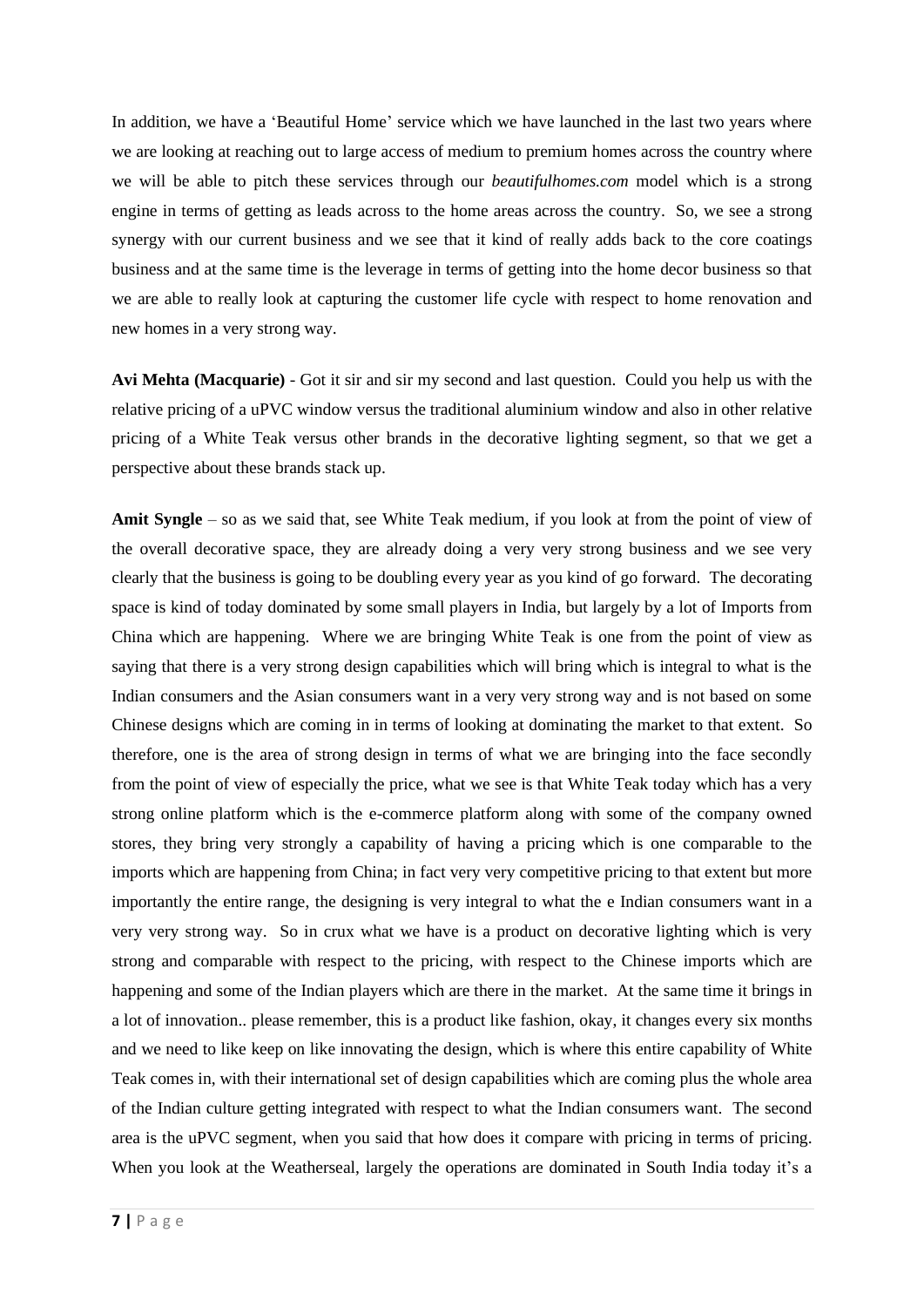In addition, we have a 'Beautiful Home' service which we have launched in the last two years where we are looking at reaching out to large access of medium to premium homes across the country where we will be able to pitch these services through our *beautifulhomes.com* model which is a strong engine in terms of getting as leads across to the home areas across the country. So, we see a strong synergy with our current business and we see that it kind of really adds back to the core coatings business and at the same time is the leverage in terms of getting into the home decor business so that we are able to really look at capturing the customer life cycle with respect to home renovation and new homes in a very strong way.

**Avi Mehta (Macquarie)** - Got it sir and sir my second and last question. Could you help us with the relative pricing of a uPVC window versus the traditional aluminium window and also in other relative pricing of a White Teak versus other brands in the decorative lighting segment, so that we get a perspective about these brands stack up.

**Amit Syngle** – so as we said that, see White Teak medium, if you look at from the point of view of the overall decorative space, they are already doing a very very strong business and we see very clearly that the business is going to be doubling every year as you kind of go forward. The decorating space is kind of today dominated by some small players in India, but largely by a lot of Imports from China which are happening. Where we are bringing White Teak is one from the point of view as saying that there is a very strong design capabilities which will bring which is integral to what is the Indian consumers and the Asian consumers want in a very very strong way and is not based on some Chinese designs which are coming in in terms of looking at dominating the market to that extent. So therefore, one is the area of strong design in terms of what we are bringing into the face secondly from the point of view of especially the price, what we see is that White Teak today which has a very strong online platform which is the e-commerce platform along with some of the company owned stores, they bring very strongly a capability of having a pricing which is one comparable to the imports which are happening from China; in fact very very competitive pricing to that extent but more importantly the entire range, the designing is very integral to what the e Indian consumers want in a very very strong way. So in crux what we have is a product on decorative lighting which is very strong and comparable with respect to the pricing, with respect to the Chinese imports which are happening and some of the Indian players which are there in the market. At the same time it brings in a lot of innovation.. please remember, this is a product like fashion, okay, it changes every six months and we need to like keep on like innovating the design, which is where this entire capability of White Teak comes in, with their international set of design capabilities which are coming plus the whole area of the Indian culture getting integrated with respect to what the Indian consumers want. The second area is the uPVC segment, when you said that how does it compare with pricing in terms of pricing. When you look at the Weatherseal, largely the operations are dominated in South India today it's a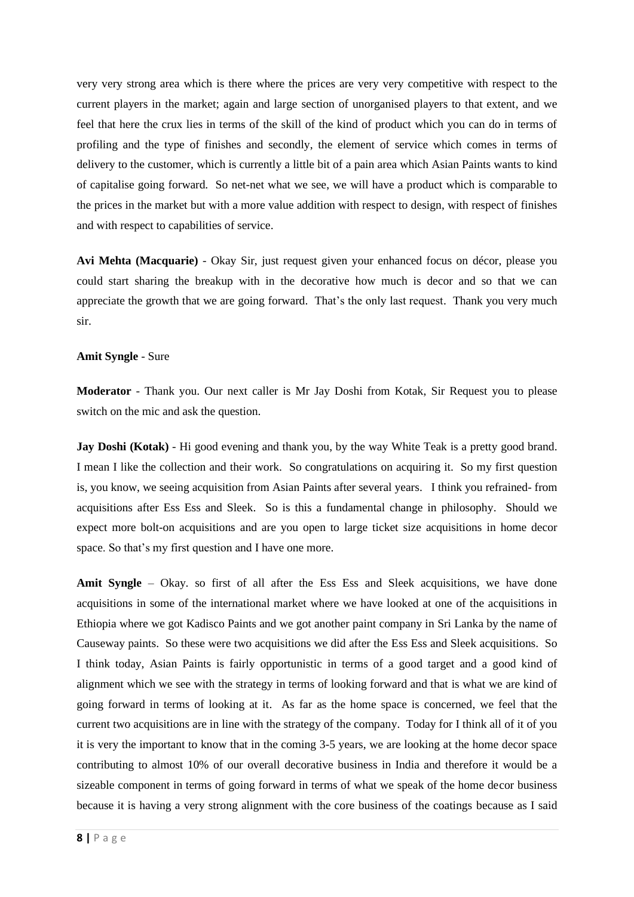very very strong area which is there where the prices are very very competitive with respect to the current players in the market; again and large section of unorganised players to that extent, and we feel that here the crux lies in terms of the skill of the kind of product which you can do in terms of profiling and the type of finishes and secondly, the element of service which comes in terms of delivery to the customer, which is currently a little bit of a pain area which Asian Paints wants to kind of capitalise going forward. So net-net what we see, we will have a product which is comparable to the prices in the market but with a more value addition with respect to design, with respect of finishes and with respect to capabilities of service.

**Avi Mehta (Macquarie)** - Okay Sir, just request given your enhanced focus on décor, please you could start sharing the breakup with in the decorative how much is decor and so that we can appreciate the growth that we are going forward. That's the only last request. Thank you very much sir.

**Amit Syngle** - Sure

**Moderator** - Thank you. Our next caller is Mr Jay Doshi from Kotak, Sir Request you to please switch on the mic and ask the question.

**Jay Doshi (Kotak)** - Hi good evening and thank you, by the way White Teak is a pretty good brand. I mean I like the collection and their work. So congratulations on acquiring it. So my first question is, you know, we seeing acquisition from Asian Paints after several years. I think you refrained- from acquisitions after Ess Ess and Sleek. So is this a fundamental change in philosophy. Should we expect more bolt-on acquisitions and are you open to large ticket size acquisitions in home decor space. So that's my first question and I have one more.

**Amit Syngle** – Okay. so first of all after the Ess Ess and Sleek acquisitions, we have done acquisitions in some of the international market where we have looked at one of the acquisitions in Ethiopia where we got Kadisco Paints and we got another paint company in Sri Lanka by the name of Causeway paints. So these were two acquisitions we did after the Ess Ess and Sleek acquisitions. So I think today, Asian Paints is fairly opportunistic in terms of a good target and a good kind of alignment which we see with the strategy in terms of looking forward and that is what we are kind of going forward in terms of looking at it. As far as the home space is concerned, we feel that the current two acquisitions are in line with the strategy of the company. Today for I think all of it of you it is very the important to know that in the coming 3-5 years, we are looking at the home decor space contributing to almost 10% of our overall decorative business in India and therefore it would be a sizeable component in terms of going forward in terms of what we speak of the home decor business because it is having a very strong alignment with the core business of the coatings because as I said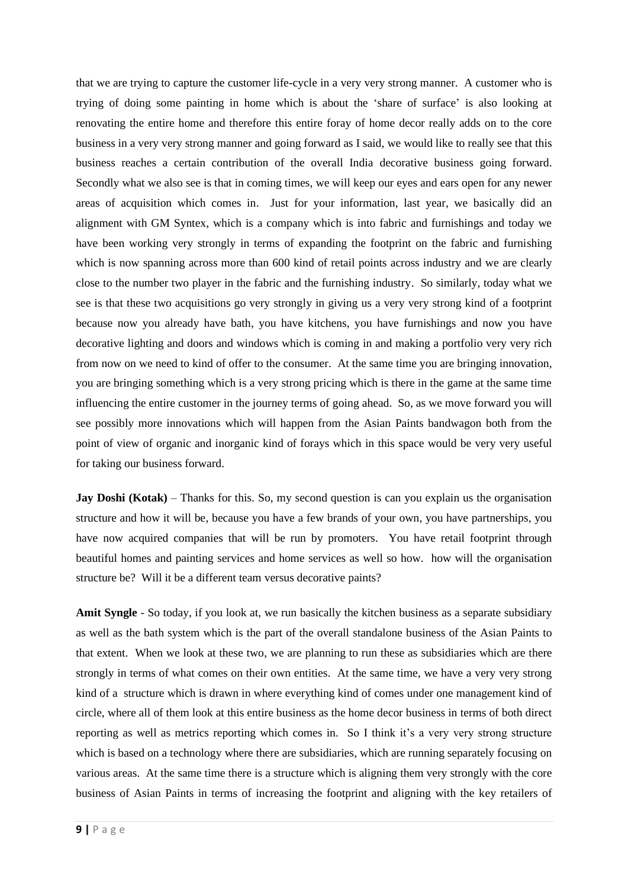that we are trying to capture the customer life-cycle in a very very strong manner. A customer who is trying of doing some painting in home which is about the 'share of surface' is also looking at renovating the entire home and therefore this entire foray of home decor really adds on to the core business in a very very strong manner and going forward as I said, we would like to really see that this business reaches a certain contribution of the overall India decorative business going forward. Secondly what we also see is that in coming times, we will keep our eyes and ears open for any newer areas of acquisition which comes in. Just for your information, last year, we basically did an alignment with GM Syntex, which is a company which is into fabric and furnishings and today we have been working very strongly in terms of expanding the footprint on the fabric and furnishing which is now spanning across more than 600 kind of retail points across industry and we are clearly close to the number two player in the fabric and the furnishing industry. So similarly, today what we see is that these two acquisitions go very strongly in giving us a very very strong kind of a footprint because now you already have bath, you have kitchens, you have furnishings and now you have decorative lighting and doors and windows which is coming in and making a portfolio very very rich from now on we need to kind of offer to the consumer. At the same time you are bringing innovation, you are bringing something which is a very strong pricing which is there in the game at the same time influencing the entire customer in the journey terms of going ahead. So, as we move forward you will see possibly more innovations which will happen from the Asian Paints bandwagon both from the point of view of organic and inorganic kind of forays which in this space would be very very useful for taking our business forward.

**Jay Doshi (Kotak)** – Thanks for this. So, my second question is can you explain us the organisation structure and how it will be, because you have a few brands of your own, you have partnerships, you have now acquired companies that will be run by promoters. You have retail footprint through beautiful homes and painting services and home services as well so how. how will the organisation structure be? Will it be a different team versus decorative paints?

**Amit Syngle** - So today, if you look at, we run basically the kitchen business as a separate subsidiary as well as the bath system which is the part of the overall standalone business of the Asian Paints to that extent. When we look at these two, we are planning to run these as subsidiaries which are there strongly in terms of what comes on their own entities. At the same time, we have a very very strong kind of a structure which is drawn in where everything kind of comes under one management kind of circle, where all of them look at this entire business as the home decor business in terms of both direct reporting as well as metrics reporting which comes in. So I think it's a very very strong structure which is based on a technology where there are subsidiaries, which are running separately focusing on various areas. At the same time there is a structure which is aligning them very strongly with the core business of Asian Paints in terms of increasing the footprint and aligning with the key retailers of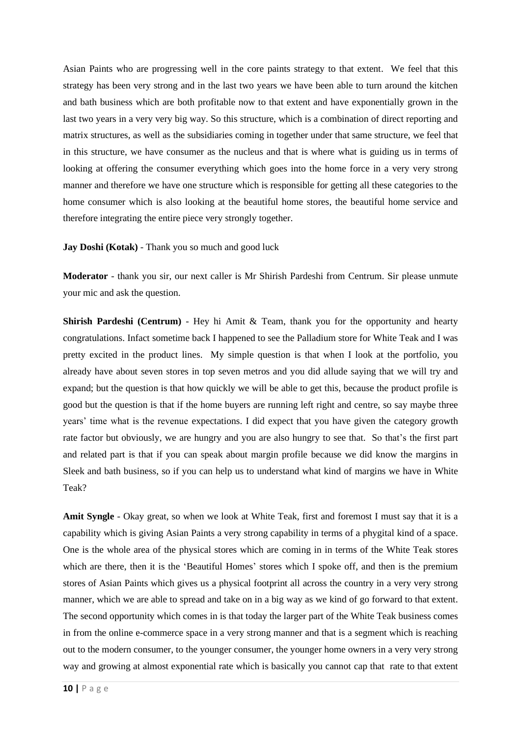Asian Paints who are progressing well in the core paints strategy to that extent. We feel that this strategy has been very strong and in the last two years we have been able to turn around the kitchen and bath business which are both profitable now to that extent and have exponentially grown in the last two years in a very very big way. So this structure, which is a combination of direct reporting and matrix structures, as well as the subsidiaries coming in together under that same structure, we feel that in this structure, we have consumer as the nucleus and that is where what is guiding us in terms of looking at offering the consumer everything which goes into the home force in a very very strong manner and therefore we have one structure which is responsible for getting all these categories to the home consumer which is also looking at the beautiful home stores, the beautiful home service and therefore integrating the entire piece very strongly together.

**Jay Doshi (Kotak)** - Thank you so much and good luck

**Moderator** - thank you sir, our next caller is Mr Shirish Pardeshi from Centrum. Sir please unmute your mic and ask the question.

**Shirish Pardeshi (Centrum)** - Hey hi Amit & Team, thank you for the opportunity and hearty congratulations. Infact sometime back I happened to see the Palladium store for White Teak and I was pretty excited in the product lines. My simple question is that when I look at the portfolio, you already have about seven stores in top seven metros and you did allude saying that we will try and expand; but the question is that how quickly we will be able to get this, because the product profile is good but the question is that if the home buyers are running left right and centre, so say maybe three years' time what is the revenue expectations. I did expect that you have given the category growth rate factor but obviously, we are hungry and you are also hungry to see that. So that's the first part and related part is that if you can speak about margin profile because we did know the margins in Sleek and bath business, so if you can help us to understand what kind of margins we have in White Teak?

**Amit Syngle** - Okay great, so when we look at White Teak, first and foremost I must say that it is a capability which is giving Asian Paints a very strong capability in terms of a phygital kind of a space. One is the whole area of the physical stores which are coming in in terms of the White Teak stores which are there, then it is the 'Beautiful Homes' stores which I spoke off, and then is the premium stores of Asian Paints which gives us a physical footprint all across the country in a very very strong manner, which we are able to spread and take on in a big way as we kind of go forward to that extent. The second opportunity which comes in is that today the larger part of the White Teak business comes in from the online e-commerce space in a very strong manner and that is a segment which is reaching out to the modern consumer, to the younger consumer, the younger home owners in a very very strong way and growing at almost exponential rate which is basically you cannot cap that rate to that extent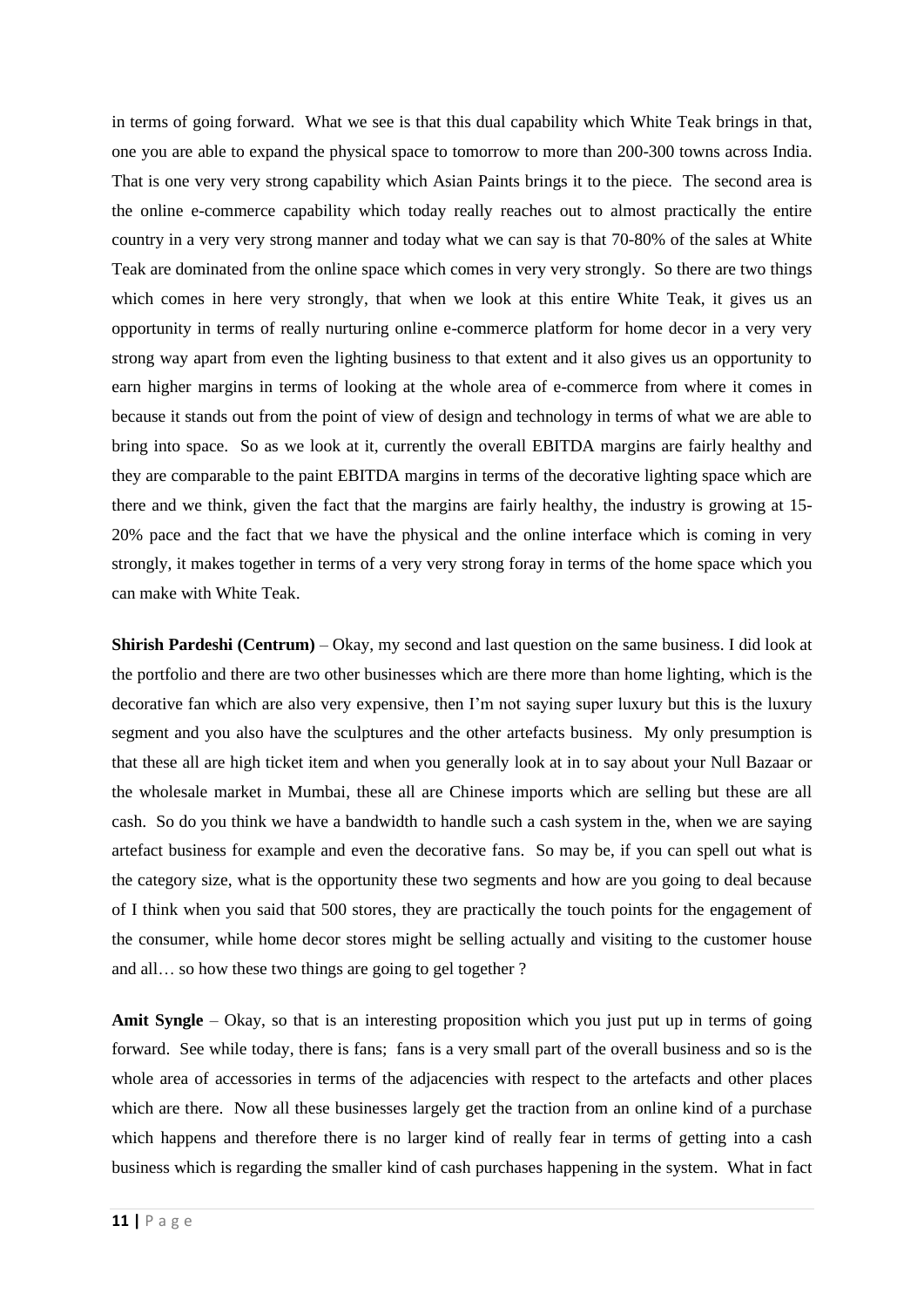in terms of going forward. What we see is that this dual capability which White Teak brings in that, one you are able to expand the physical space to tomorrow to more than 200-300 towns across India. That is one very very strong capability which Asian Paints brings it to the piece. The second area is the online e-commerce capability which today really reaches out to almost practically the entire country in a very very strong manner and today what we can say is that 70-80% of the sales at White Teak are dominated from the online space which comes in very very strongly. So there are two things which comes in here very strongly, that when we look at this entire White Teak, it gives us an opportunity in terms of really nurturing online e-commerce platform for home decor in a very very strong way apart from even the lighting business to that extent and it also gives us an opportunity to earn higher margins in terms of looking at the whole area of e-commerce from where it comes in because it stands out from the point of view of design and technology in terms of what we are able to bring into space. So as we look at it, currently the overall EBITDA margins are fairly healthy and they are comparable to the paint EBITDA margins in terms of the decorative lighting space which are there and we think, given the fact that the margins are fairly healthy, the industry is growing at 15-20% pace and the fact that we have the physical and the online interface which is coming in very strongly, it makes together in terms of a very very strong foray in terms of the home space which you can make with White Teak.

**Shirish Pardeshi (Centrum)** – Okay, my second and last question on the same business. I did look at the portfolio and there are two other businesses which are there more than home lighting, which is the decorative fan which are also very expensive, then I'm not saying super luxury but this is the luxury segment and you also have the sculptures and the other artefacts business. My only presumption is that these all are high ticket item and when you generally look at in to say about your Null Bazaar or the wholesale market in Mumbai, these all are Chinese imports which are selling but these are all cash. So do you think we have a bandwidth to handle such a cash system in the, when we are saying artefact business for example and even the decorative fans. So may be, if you can spell out what is the category size, what is the opportunity these two segments and how are you going to deal because of I think when you said that 500 stores, they are practically the touch points for the engagement of the consumer, while home decor stores might be selling actually and visiting to the customer house and all… so how these two things are going to gel together ?

**Amit Syngle** – Okay, so that is an interesting proposition which you just put up in terms of going forward. See while today, there is fans; fans is a very small part of the overall business and so is the whole area of accessories in terms of the adjacencies with respect to the artefacts and other places which are there. Now all these businesses largely get the traction from an online kind of a purchase which happens and therefore there is no larger kind of really fear in terms of getting into a cash business which is regarding the smaller kind of cash purchases happening in the system. What in fact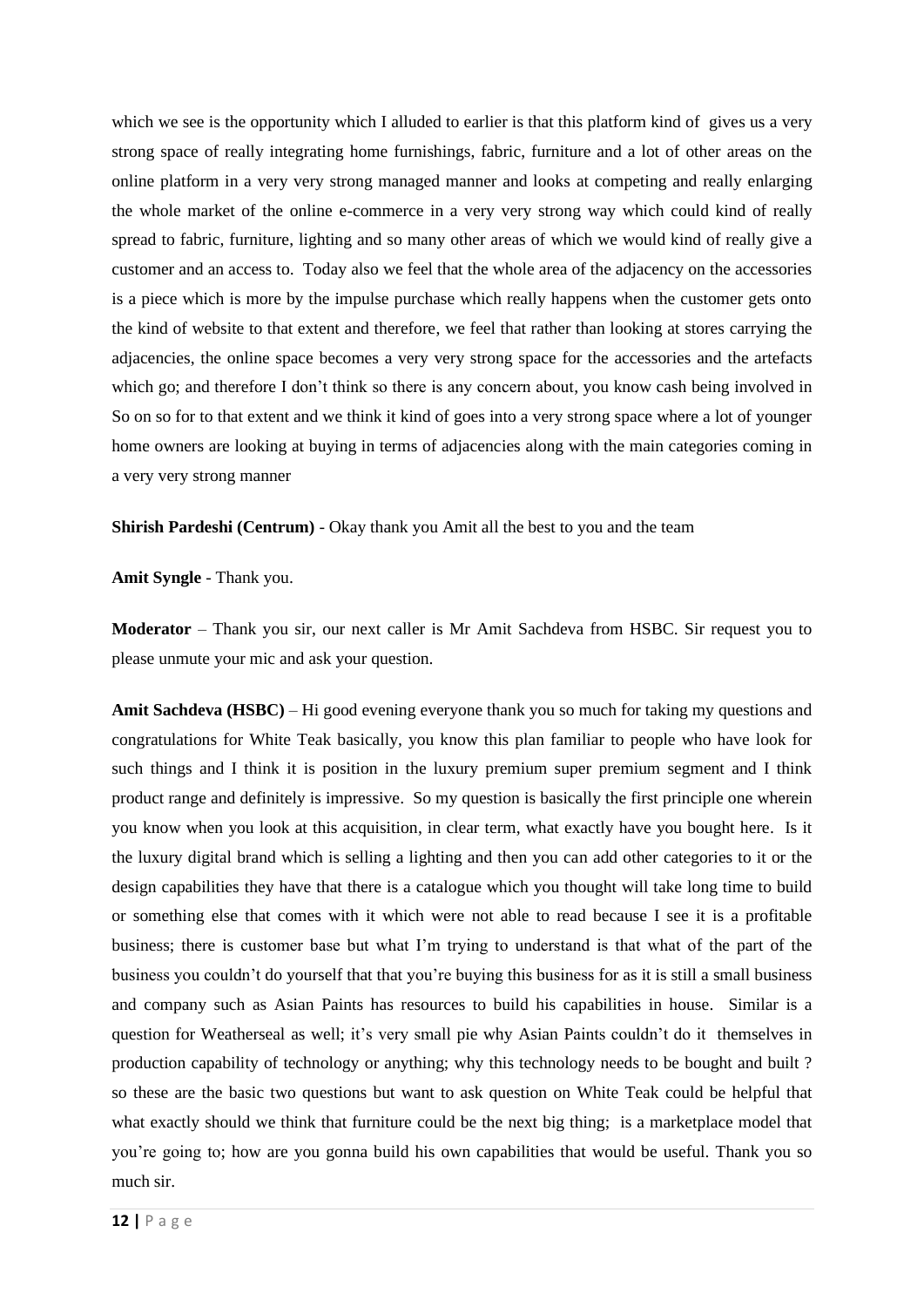which we see is the opportunity which I alluded to earlier is that this platform kind of gives us a very strong space of really integrating home furnishings, fabric, furniture and a lot of other areas on the online platform in a very very strong managed manner and looks at competing and really enlarging the whole market of the online e-commerce in a very very strong way which could kind of really spread to fabric, furniture, lighting and so many other areas of which we would kind of really give a customer and an access to. Today also we feel that the whole area of the adjacency on the accessories is a piece which is more by the impulse purchase which really happens when the customer gets onto the kind of website to that extent and therefore, we feel that rather than looking at stores carrying the adjacencies, the online space becomes a very very strong space for the accessories and the artefacts which go; and therefore I don't think so there is any concern about, you know cash being involved in So on so for to that extent and we think it kind of goes into a very strong space where a lot of younger home owners are looking at buying in terms of adjacencies along with the main categories coming in a very very strong manner

**Shirish Pardeshi (Centrum)** - Okay thank you Amit all the best to you and the team

**Amit Syngle** - Thank you.

**Moderator** – Thank you sir, our next caller is Mr Amit Sachdeva from HSBC. Sir request you to please unmute your mic and ask your question.

**Amit Sachdeva (HSBC)** – Hi good evening everyone thank you so much for taking my questions and congratulations for White Teak basically, you know this plan familiar to people who have look for such things and I think it is position in the luxury premium super premium segment and I think product range and definitely is impressive. So my question is basically the first principle one wherein you know when you look at this acquisition, in clear term, what exactly have you bought here. Is it the luxury digital brand which is selling a lighting and then you can add other categories to it or the design capabilities they have that there is a catalogue which you thought will take long time to build or something else that comes with it which were not able to read because I see it is a profitable business; there is customer base but what I'm trying to understand is that what of the part of the business you couldn't do yourself that that you're buying this business for as it is still a small business and company such as Asian Paints has resources to build his capabilities in house. Similar is a question for Weatherseal as well; it's very small pie why Asian Paints couldn't do it themselves in production capability of technology or anything; why this technology needs to be bought and built ? so these are the basic two questions but want to ask question on White Teak could be helpful that what exactly should we think that furniture could be the next big thing; is a marketplace model that you're going to; how are you gonna build his own capabilities that would be useful. Thank you so much sir.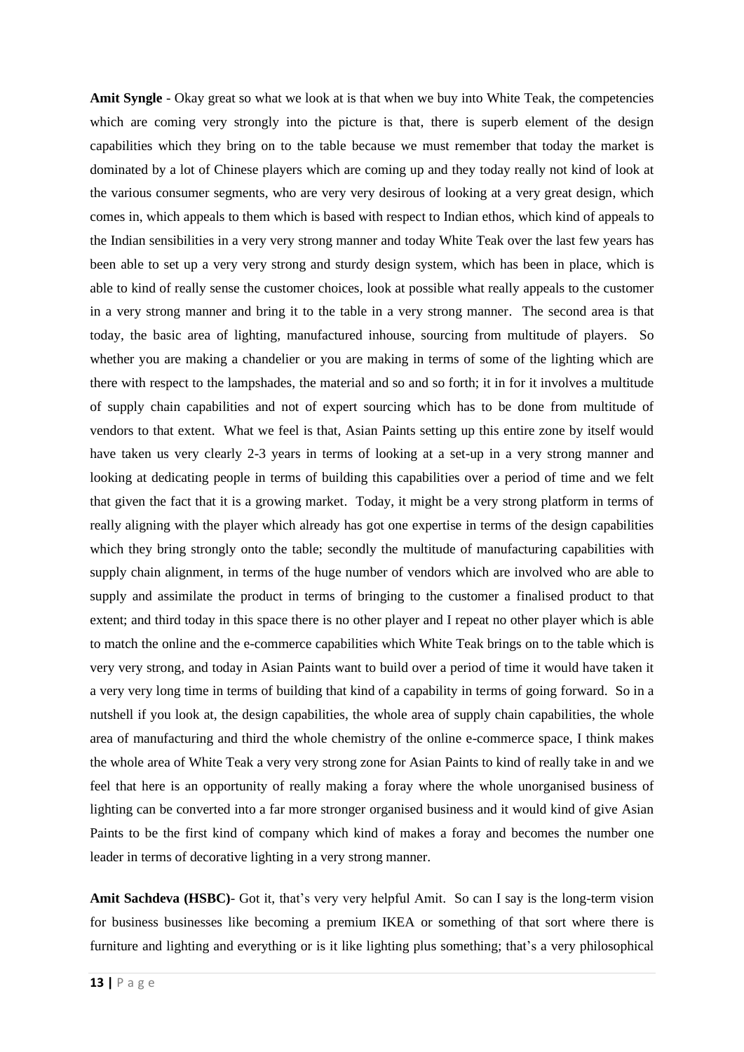**Amit Syngle** - Okay great so what we look at is that when we buy into White Teak, the competencies which are coming very strongly into the picture is that, there is superb element of the design capabilities which they bring on to the table because we must remember that today the market is dominated by a lot of Chinese players which are coming up and they today really not kind of look at the various consumer segments, who are very very desirous of looking at a very great design, which comes in, which appeals to them which is based with respect to Indian ethos, which kind of appeals to the Indian sensibilities in a very very strong manner and today White Teak over the last few years has been able to set up a very very strong and sturdy design system, which has been in place, which is able to kind of really sense the customer choices, look at possible what really appeals to the customer in a very strong manner and bring it to the table in a very strong manner. The second area is that today, the basic area of lighting, manufactured inhouse, sourcing from multitude of players. So whether you are making a chandelier or you are making in terms of some of the lighting which are there with respect to the lampshades, the material and so and so forth; it in for it involves a multitude of supply chain capabilities and not of expert sourcing which has to be done from multitude of vendors to that extent. What we feel is that, Asian Paints setting up this entire zone by itself would have taken us very clearly 2-3 years in terms of looking at a set-up in a very strong manner and looking at dedicating people in terms of building this capabilities over a period of time and we felt that given the fact that it is a growing market. Today, it might be a very strong platform in terms of really aligning with the player which already has got one expertise in terms of the design capabilities which they bring strongly onto the table; secondly the multitude of manufacturing capabilities with supply chain alignment, in terms of the huge number of vendors which are involved who are able to supply and assimilate the product in terms of bringing to the customer a finalised product to that extent; and third today in this space there is no other player and I repeat no other player which is able to match the online and the e-commerce capabilities which White Teak brings on to the table which is very very strong, and today in Asian Paints want to build over a period of time it would have taken it a very very long time in terms of building that kind of a capability in terms of going forward. So in a nutshell if you look at, the design capabilities, the whole area of supply chain capabilities, the whole area of manufacturing and third the whole chemistry of the online e-commerce space, I think makes the whole area of White Teak a very very strong zone for Asian Paints to kind of really take in and we feel that here is an opportunity of really making a foray where the whole unorganised business of lighting can be converted into a far more stronger organised business and it would kind of give Asian Paints to be the first kind of company which kind of makes a foray and becomes the number one leader in terms of decorative lighting in a very strong manner.

**Amit Sachdeva (HSBC)**- Got it, that's very very helpful Amit. So can I say is the long-term vision for business businesses like becoming a premium IKEA or something of that sort where there is furniture and lighting and everything or is it like lighting plus something; that's a very philosophical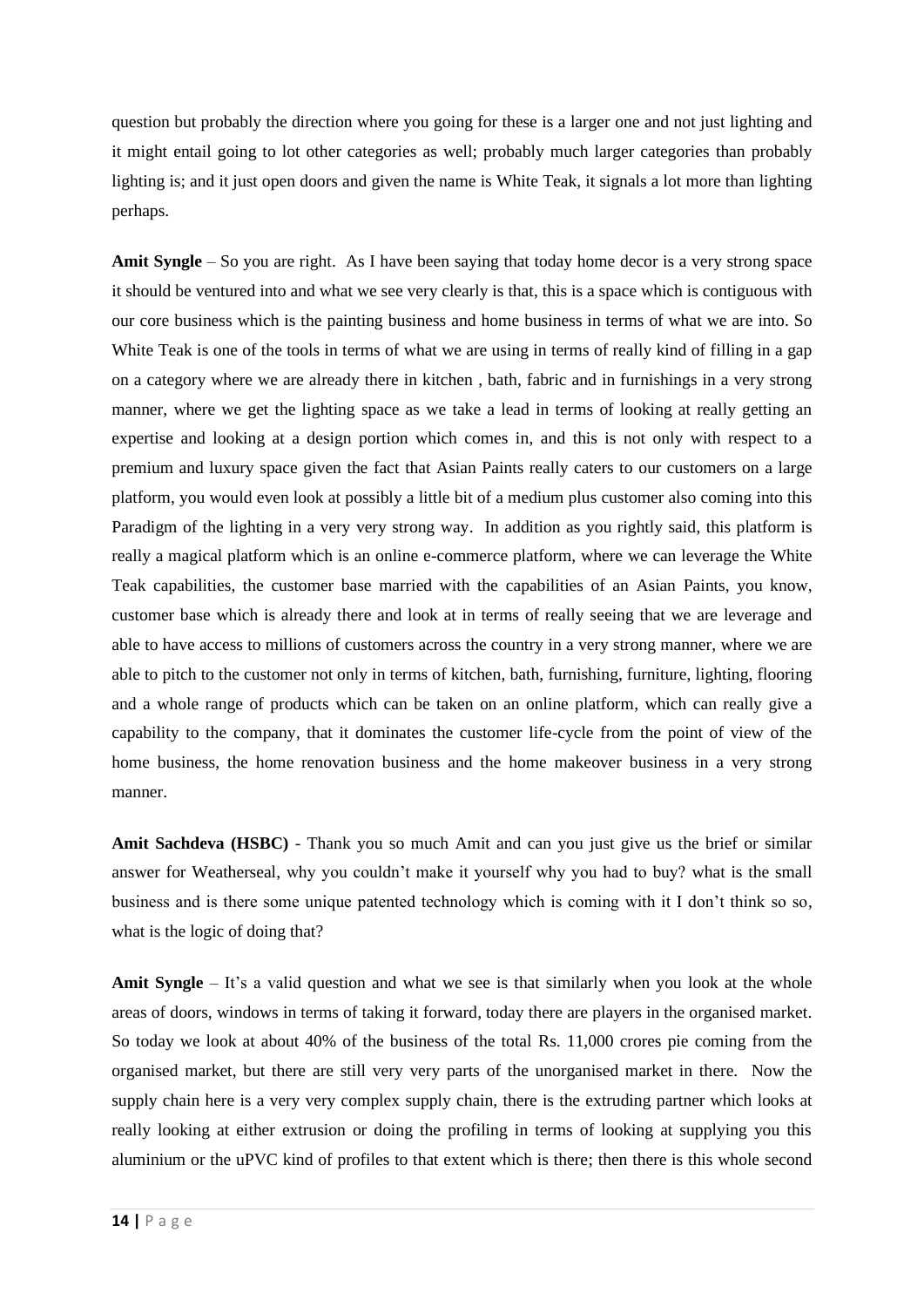question but probably the direction where you going for these is a larger one and not just lighting and it might entail going to lot other categories as well; probably much larger categories than probably lighting is; and it just open doors and given the name is White Teak, it signals a lot more than lighting perhaps.

**Amit Syngle** – So you are right. As I have been saying that today home decor is a very strong space it should be ventured into and what we see very clearly is that, this is a space which is contiguous with our core business which is the painting business and home business in terms of what we are into. So White Teak is one of the tools in terms of what we are using in terms of really kind of filling in a gap on a category where we are already there in kitchen , bath, fabric and in furnishings in a very strong manner, where we get the lighting space as we take a lead in terms of looking at really getting an expertise and looking at a design portion which comes in, and this is not only with respect to a premium and luxury space given the fact that Asian Paints really caters to our customers on a large platform, you would even look at possibly a little bit of a medium plus customer also coming into this Paradigm of the lighting in a very very strong way. In addition as you rightly said, this platform is really a magical platform which is an online e-commerce platform, where we can leverage the White Teak capabilities, the customer base married with the capabilities of an Asian Paints, you know, customer base which is already there and look at in terms of really seeing that we are leverage and able to have access to millions of customers across the country in a very strong manner, where we are able to pitch to the customer not only in terms of kitchen, bath, furnishing, furniture, lighting, flooring and a whole range of products which can be taken on an online platform, which can really give a capability to the company, that it dominates the customer life-cycle from the point of view of the home business, the home renovation business and the home makeover business in a very strong manner.

**Amit Sachdeva (HSBC)** - Thank you so much Amit and can you just give us the brief or similar answer for Weatherseal, why you couldn't make it yourself why you had to buy? what is the small business and is there some unique patented technology which is coming with it I don't think so so, what is the logic of doing that?

**Amit Syngle** – It's a valid question and what we see is that similarly when you look at the whole areas of doors, windows in terms of taking it forward, today there are players in the organised market. So today we look at about 40% of the business of the total Rs. 11,000 crores pie coming from the organised market, but there are still very very parts of the unorganised market in there. Now the supply chain here is a very very complex supply chain, there is the extruding partner which looks at really looking at either extrusion or doing the profiling in terms of looking at supplying you this aluminium or the uPVC kind of profiles to that extent which is there; then there is this whole second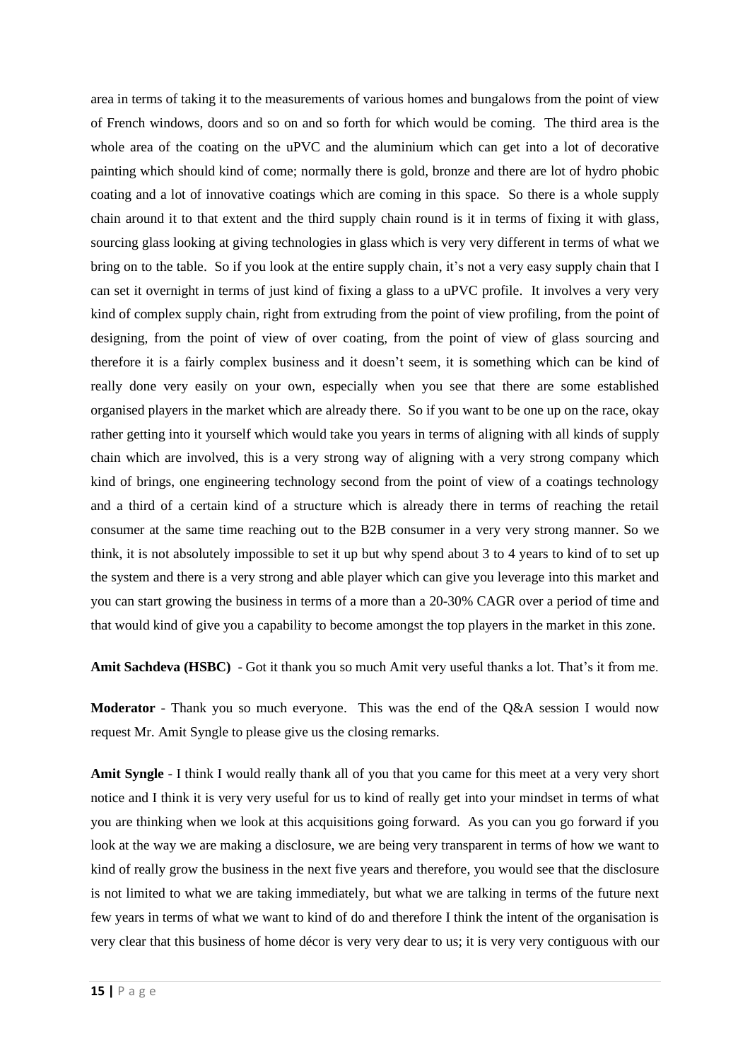area in terms of taking it to the measurements of various homes and bungalows from the point of view of French windows, doors and so on and so forth for which would be coming. The third area is the whole area of the coating on the uPVC and the aluminium which can get into a lot of decorative painting which should kind of come; normally there is gold, bronze and there are lot of hydro phobic coating and a lot of innovative coatings which are coming in this space. So there is a whole supply chain around it to that extent and the third supply chain round is it in terms of fixing it with glass, sourcing glass looking at giving technologies in glass which is very very different in terms of what we bring on to the table. So if you look at the entire supply chain, it's not a very easy supply chain that I can set it overnight in terms of just kind of fixing a glass to a uPVC profile. It involves a very very kind of complex supply chain, right from extruding from the point of view profiling, from the point of designing, from the point of view of over coating, from the point of view of glass sourcing and therefore it is a fairly complex business and it doesn't seem, it is something which can be kind of really done very easily on your own, especially when you see that there are some established organised players in the market which are already there. So if you want to be one up on the race, okay rather getting into it yourself which would take you years in terms of aligning with all kinds of supply chain which are involved, this is a very strong way of aligning with a very strong company which kind of brings, one engineering technology second from the point of view of a coatings technology and a third of a certain kind of a structure which is already there in terms of reaching the retail consumer at the same time reaching out to the B2B consumer in a very very strong manner. So we think, it is not absolutely impossible to set it up but why spend about 3 to 4 years to kind of to set up the system and there is a very strong and able player which can give you leverage into this market and you can start growing the business in terms of a more than a 20-30% CAGR over a period of time and that would kind of give you a capability to become amongst the top players in the market in this zone.

**Amit Sachdeva (HSBC)** - Got it thank you so much Amit very useful thanks a lot. That's it from me.

**Moderator** - Thank you so much everyone. This was the end of the Q&A session I would now request Mr. Amit Syngle to please give us the closing remarks.

**Amit Syngle** - I think I would really thank all of you that you came for this meet at a very very short notice and I think it is very very useful for us to kind of really get into your mindset in terms of what you are thinking when we look at this acquisitions going forward. As you can you go forward if you look at the way we are making a disclosure, we are being very transparent in terms of how we want to kind of really grow the business in the next five years and therefore, you would see that the disclosure is not limited to what we are taking immediately, but what we are talking in terms of the future next few years in terms of what we want to kind of do and therefore I think the intent of the organisation is very clear that this business of home décor is very very dear to us; it is very very contiguous with our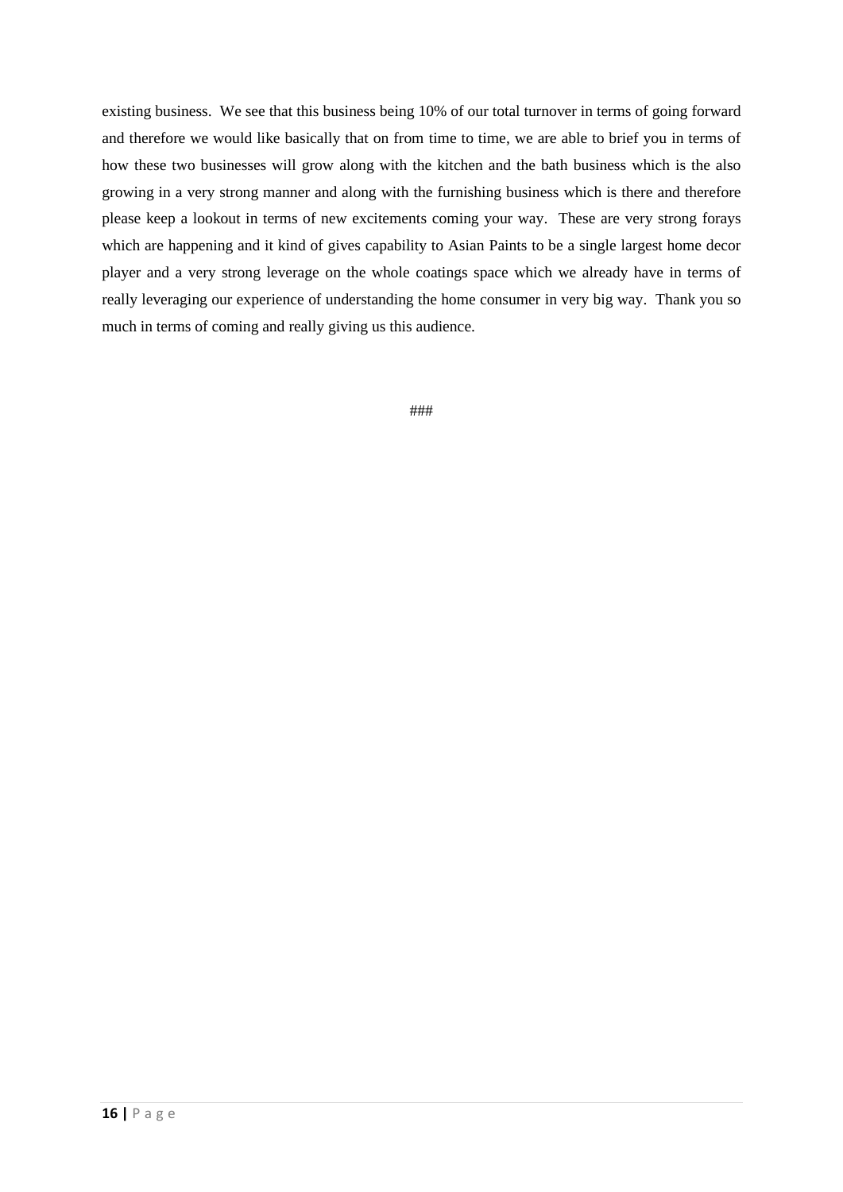existing business. We see that this business being 10% of our total turnover in terms of going forward and therefore we would like basically that on from time to time, we are able to brief you in terms of how these two businesses will grow along with the kitchen and the bath business which is the also growing in a very strong manner and along with the furnishing business which is there and therefore please keep a lookout in terms of new excitements coming your way. These are very strong forays which are happening and it kind of gives capability to Asian Paints to be a single largest home decor player and a very strong leverage on the whole coatings space which we already have in terms of really leveraging our experience of understanding the home consumer in very big way. Thank you so much in terms of coming and really giving us this audience.

###